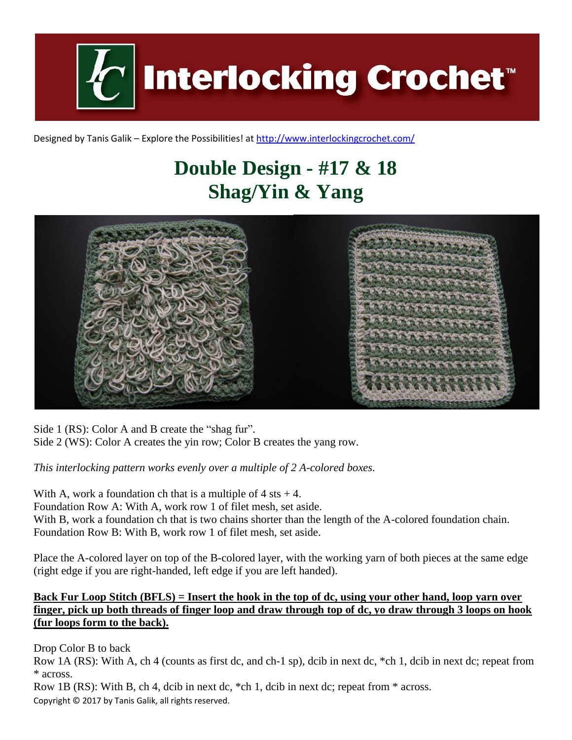# Interlocking Crochet™

Designed by Tanis Galik – Explore the Possibilities! at http://www.interlockingcrochet.com/

## Double Design - #17 & 18
## Shag/Yin & Yang

Side 1 (RS): Color A and B create the "shag fur".
Side 2 (WS): Color A creates the yin row; Color B creates the yang row.

*This interlocking pattern works evenly over a multiple of 2 A-colored boxes.*

With A, work a foundation ch that is a multiple of 4 sts + 4.
Foundation Row A: With A, work row 1 of filet mesh, set aside.
With B, work a foundation ch that is two chains shorter than the length of the A-colored foundation chain.
Foundation Row B: With B, work row 1 of filet mesh, set aside.

Place the A-colored layer on top of the B-colored layer, with the working yarn of both pieces at the same edge (right edge if you are right-handed, left edge if you are left handed).

**Back Fur Loop Stitch (BFLS) = Insert the hook in the top of dc, using your other hand, loop yarn over finger, pick up both threads of finger loop and draw through top of dc, yo draw through 3 loops on hook (fur loops form to the back).**

Drop Color B to back
Row 1A (RS): With A, ch 4 (counts as first dc, and ch-1 sp), dcib in next dc, *ch 1, dcib in next dc; repeat from * across.
Row 1B (RS): With B, ch 4, dcib in next dc, *ch 1, dcib in next dc; repeat from * across.

Copyright © 2017 by Tanis Galik, all rights reserved.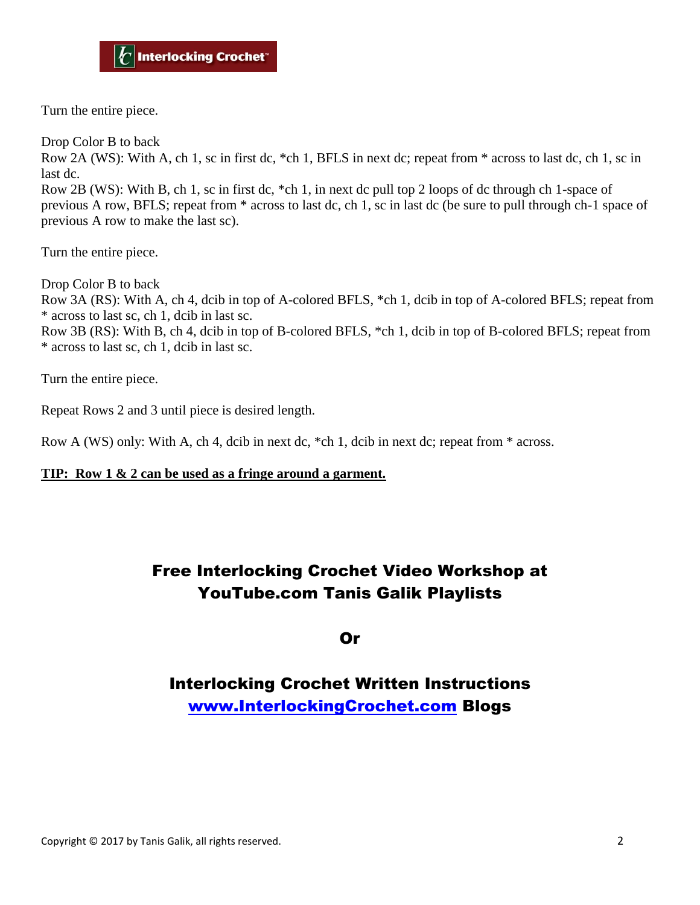Turn the entire piece.

Drop Color B to back

Row 2A (WS): With A, ch 1, sc in first dc, *ch 1, BFLS in next dc; repeat from * across to last dc, ch 1, sc in last dc.

Row 2B (WS): With B, ch 1, sc in first dc, *ch 1, in next dc pull top 2 loops of dc through ch 1-space of previous A row, BFLS; repeat from * across to last dc, ch 1, sc in last dc (be sure to pull through ch-1 space of previous A row to make the last sc).

Turn the entire piece.

Drop Color B to back

Row 3A (RS): With A, ch 4, dcib in top of A-colored BFLS, *ch 1, dcib in top of A-colored BFLS; repeat from * across to last sc, ch 1, dcib in last sc.

Row 3B (RS): With B, ch 4, dcib in top of B-colored BFLS, *ch 1, dcib in top of B-colored BFLS; repeat from * across to last sc, ch 1, dcib in last sc.

Turn the entire piece.

Repeat Rows 2 and 3 until piece is desired length.

Row A (WS) only: With A, ch 4, dcib in next dc, *ch 1, dcib in next dc; repeat from * across.

**TIP: Row 1 & 2 can be used as a fringe around a garment.**

## Free Interlocking Crochet Video Workshop at YouTube.com Tanis Galik Playlists

## Or

## Interlocking Crochet Written Instructions [www.InterlockingCrochet.com](http://www.InterlockingCrochet.com) Blogs

Copyright © 2017 by Tanis Galik, all rights reserved.